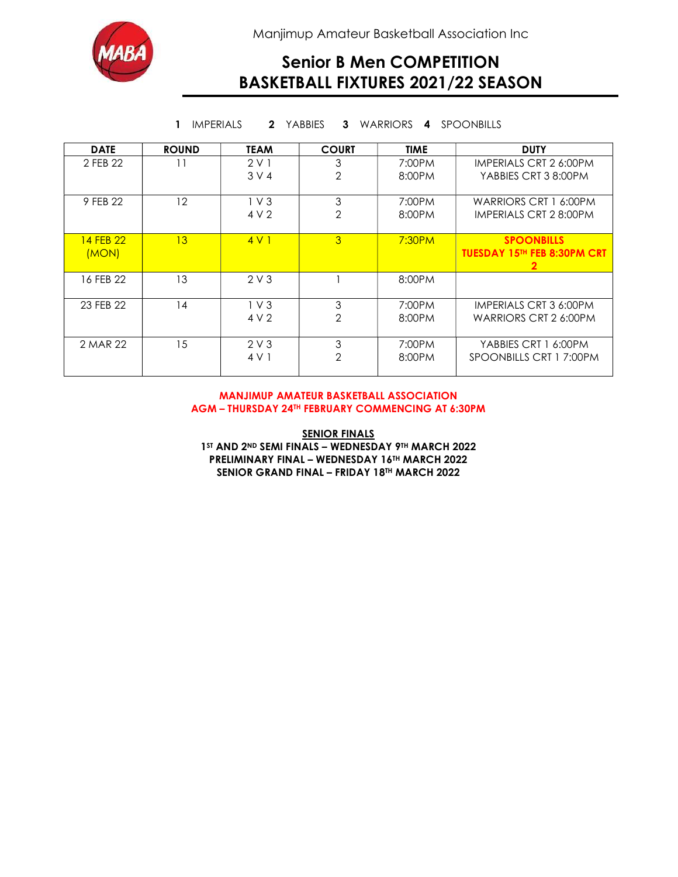Manjimup Amateur Basketball Association Inc

# Senior B Men COMPETITION
# BASKETBALL FIXTURES 2021/22 SEASON

**1** IMPERIALS **2** YABBIES **3** WARRIORS **4** SPOONBILLS

| DATE | ROUND | TEAM | COURT | TIME | DUTY |
|---|---|---|---|---|---|
| 2 FEB 22 | 11 | 2 V 1<br>3 V 4 | 3<br>2 | 7:00PM<br>8:00PM | IMPERIALS CRT 2 6:00PM<br>YABBIES CRT 3 8:00PM |
| 9 FEB 22 | 12 | 1 V 3<br>4 V 2 | 3<br>2 | 7:00PM<br>8:00PM | WARRIORS CRT 1 6:00PM<br>IMPERIALS CRT 2 8:00PM |
| 14 FEB 22 (MON) | 13 | 4 V 1 | 3 | 7:30PM | **SPOONBILLS TUESDAY 15TH FEB 8:30PM CRT 2** |
| 16 FEB 22 | 13 | 2 V 3 | 1 | 8:00PM | |
| 23 FEB 22 | 14 | 1 V 3<br>4 V 2 | 3<br>2 | 7:00PM<br>8:00PM | IMPERIALS CRT 3 6:00PM<br>WARRIORS CRT 2 6:00PM |
| 2 MAR 22 | 15 | 2 V 3<br>4 V 1 | 3<br>2 | 7:00PM<br>8:00PM | YABBIES CRT 1 6:00PM<br>SPOONBILLS CRT 1 7:00PM |

**MANJIMUP AMATEUR BASKETBALL ASSOCIATION**
**AGM – THURSDAY 24TH FEBRUARY COMMENCING AT 6:30PM**

**SENIOR FINALS**

**1ST AND 2ND SEMI FINALS – WEDNESDAY 9TH MARCH 2022**
**PRELIMINARY FINAL – WEDNESDAY 16TH MARCH 2022**
**SENIOR GRAND FINAL – FRIDAY 18TH MARCH 2022**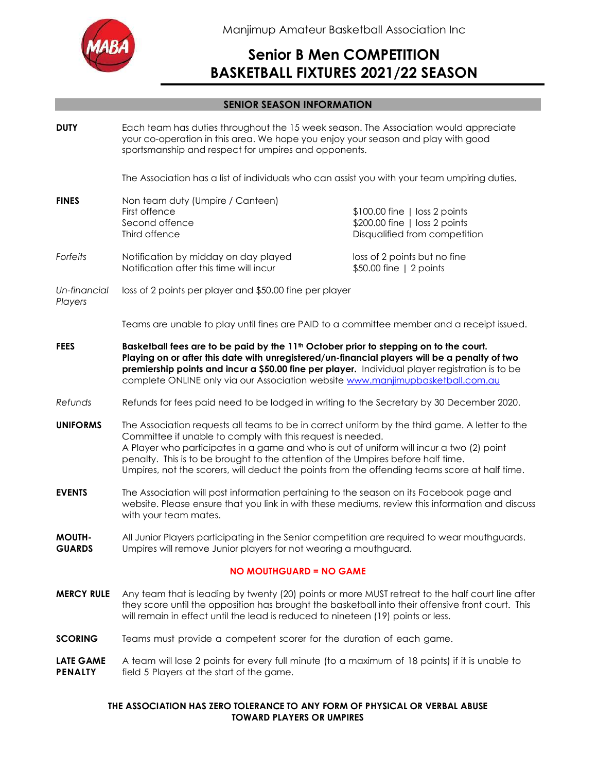Manjimup Amateur Basketball Association Inc

# Senior B Men COMPETITION
# BASKETBALL FIXTURES 2021/22 SEASON

## SENIOR SEASON INFORMATION

**DUTY** Each team has duties throughout the 15 week season. The Association would appreciate your co-operation in this area. We hope you enjoy your season and play with good sportsmanship and respect for umpires and opponents.

The Association has a list of individuals who can assist you with your team umpiring duties.

**FINES** Non team duty (Umpire / Canteen)

| | | |
|---|---|---|
| | First offence | $100.00 fine \| loss 2 points |
| | Second offence | $200.00 fine \| loss 2 points |
| | Third offence | Disqualified from competition |
| *Forfeits* | Notification by midday on day played | loss of 2 points but no fine |
| | Notification after this time will incur | $50.00 fine \| 2 points |

*Un-financial Players* loss of 2 points per player and $50.00 fine per player

Teams are unable to play until fines are PAID to a committee member and a receipt issued.

**FEES** **Basketball fees are to be paid by the 11th October prior to stepping on to the court. Playing on or after this date with unregistered/un-financial players will be a penalty of two premiership points and incur a $50.00 fine per player.** Individual player registration is to be complete ONLINE only via our Association website www.manjimupbasketball.com.au

*Refunds* Refunds for fees paid need to be lodged in writing to the Secretary by 30 December 2020.

**UNIFORMS** The Association requests all teams to be in correct uniform by the third game. A letter to the Committee if unable to comply with this request is needed.
A Player who participates in a game and who is out of uniform will incur a two (2) point penalty. This is to be brought to the attention of the Umpires before half time.
Umpires, not the scorers, will deduct the points from the offending teams score at half time.

**EVENTS** The Association will post information pertaining to the season on its Facebook page and website. Please ensure that you link in with these mediums, review this information and discuss with your team mates.

**MOUTH-GUARDS** All Junior Players participating in the Senior competition are required to wear mouthguards. Umpires will remove Junior players for not wearing a mouthguard.

**NO MOUTHGUARD = NO GAME**

**MERCY RULE** Any team that is leading by twenty (20) points or more MUST retreat to the half court line after they score until the opposition has brought the basketball into their offensive front court. This will remain in effect until the lead is reduced to nineteen (19) points or less.

**SCORING** Teams must provide a competent scorer for the duration of each game.

**LATE GAME PENALTY** A team will lose 2 points for every full minute (to a maximum of 18 points) if it is unable to field 5 Players at the start of the game.

**THE ASSOCIATION HAS ZERO TOLERANCE TO ANY FORM OF PHYSICAL OR VERBAL ABUSE TOWARD PLAYERS OR UMPIRES**